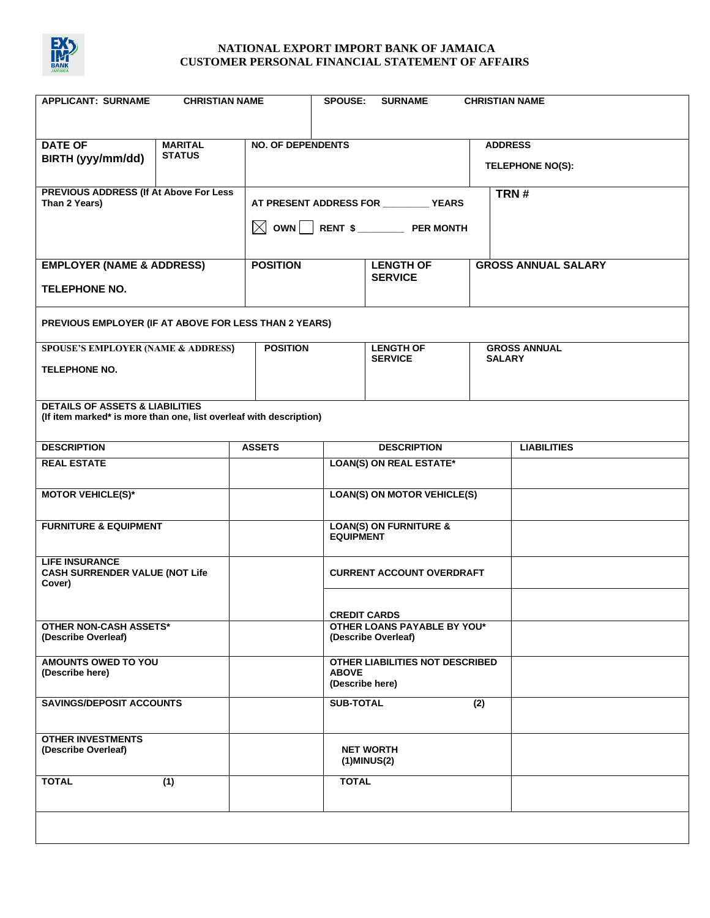# NATIONAL EXPORT IMPORT BANK OF JAMAICA
## CUSTOMER PERSONAL FINANCIAL STATEMENT OF AFFAIRS

| APPLICANT: SURNAME | CHRISTIAN NAME | SPOUSE: SURNAME | CHRISTIAN NAME |
|---|---|---|---|
| | | | |

| DATE OF BIRTH (yyy/mm/dd) | MARITAL STATUS | NO. OF DEPENDENTS | ADDRESS<br>TELEPHONE NO(S): |
|---|---|---|---|
| | | | |

| PREVIOUS ADDRESS (If At Above For Less Than 2 Years) | AT PRESENT ADDRESS FOR ________ YEARS<br>☒ OWN ☐ RENT $ ________ PER MONTH | TRN # |
|---|---|---|
| | | |

| EMPLOYER (NAME & ADDRESS)<br>TELEPHONE NO. | POSITION | LENGTH OF SERVICE | GROSS ANNUAL SALARY |
|---|---|---|---|
| | | | |

PREVIOUS EMPLOYER (IF AT ABOVE FOR LESS THAN 2 YEARS)

| SPOUSE'S EMPLOYER (NAME & ADDRESS)<br>TELEPHONE NO. | POSITION | LENGTH OF SERVICE | GROSS ANNUAL SALARY |
|---|---|---|---|
| | | | |

**DETAILS OF ASSETS & LIABILITIES**
(If item marked* is more than one, list overleaf with description)

| DESCRIPTION | ASSETS | DESCRIPTION | LIABILITIES |
|---|---|---|---|
| REAL ESTATE | | LOAN(S) ON REAL ESTATE* | |
| MOTOR VEHICLE(S)* | | LOAN(S) ON MOTOR VEHICLE(S) | |
| FURNITURE & EQUIPMENT | | LOAN(S) ON FURNITURE & EQUIPMENT | |
| LIFE INSURANCE CASH SURRENDER VALUE (NOT Life Cover) | | CURRENT ACCOUNT OVERDRAFT | |
| | | CREDIT CARDS | |
| OTHER NON-CASH ASSETS* (Describe Overleaf) | | OTHER LOANS PAYABLE BY YOU* (Describe Overleaf) | |
| AMOUNTS OWED TO YOU (Describe here) | | OTHER LIABILITIES NOT DESCRIBED ABOVE (Describe here) | |
| SAVINGS/DEPOSIT ACCOUNTS | | SUB-TOTAL (2) | |
| OTHER INVESTMENTS (Describe Overleaf) | | NET WORTH (1)MINUS(2) | |
| TOTAL (1) | | TOTAL | |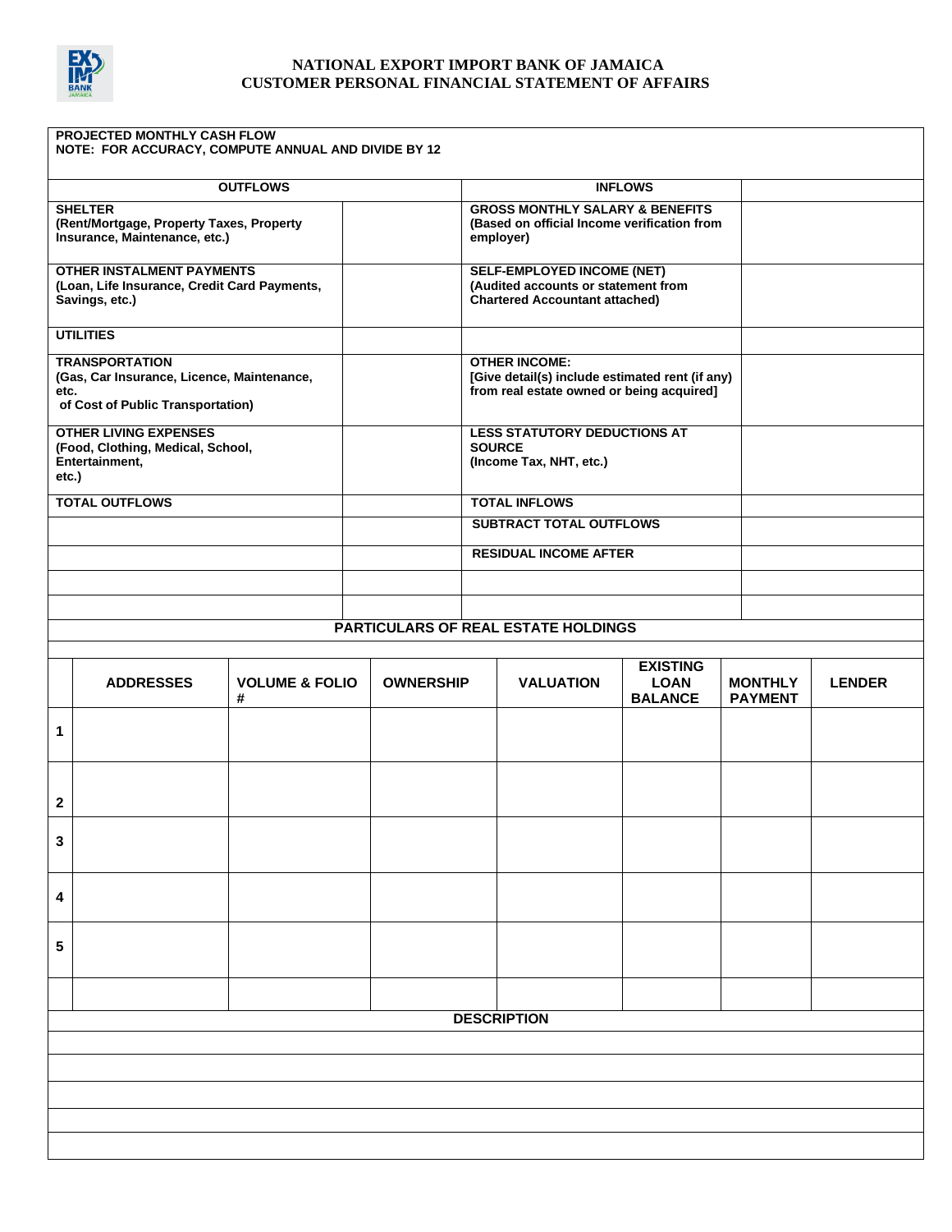# NATIONAL EXPORT IMPORT BANK OF JAMAICA
## CUSTOMER PERSONAL FINANCIAL STATEMENT OF AFFAIRS

**PROJECTED MONTHLY CASH FLOW**
**NOTE: FOR ACCURACY, COMPUTE ANNUAL AND DIVIDE BY 12**

| OUTFLOWS | | INFLOWS | |
|---|---|---|---|
| **SHELTER** (Rent/Mortgage, Property Taxes, Property Insurance, Maintenance, etc.) | | **GROSS MONTHLY SALARY & BENEFITS** (Based on official Income verification from employer) | |
| **OTHER INSTALMENT PAYMENTS** (Loan, Life Insurance, Credit Card Payments, Savings, etc.) | | **SELF-EMPLOYED INCOME (NET)** (Audited accounts or statement from Chartered Accountant attached) | |
| **UTILITIES** | | | |
| **TRANSPORTATION** (Gas, Car Insurance, Licence, Maintenance, etc. of Cost of Public Transportation) | | **OTHER INCOME:** [Give detail(s) include estimated rent (if any) from real estate owned or being acquired] | |
| **OTHER LIVING EXPENSES** (Food, Clothing, Medical, School, Entertainment, etc.) | | **LESS STATUTORY DEDUCTIONS AT SOURCE** (Income Tax, NHT, etc.) | |
| **TOTAL OUTFLOWS** | | **TOTAL INFLOWS** | |
| | | **SUBTRACT TOTAL OUTFLOWS** | |
| | | **RESIDUAL INCOME AFTER** | |
| | | | |
| | | | |

**PARTICULARS OF REAL ESTATE HOLDINGS**

| | ADDRESSES | VOLUME & FOLIO # | OWNERSHIP | VALUATION | EXISTING LOAN BALANCE | MONTHLY PAYMENT | LENDER |
|---|---|---|---|---|---|---|---|
| 1 | | | | | | | |
| 2 | | | | | | | |
| 3 | | | | | | | |
| 4 | | | | | | | |
| 5 | | | | | | | |
| | | | | | | | |

**DESCRIPTION**

| |
|---|
| |
| |
| |
| |
| |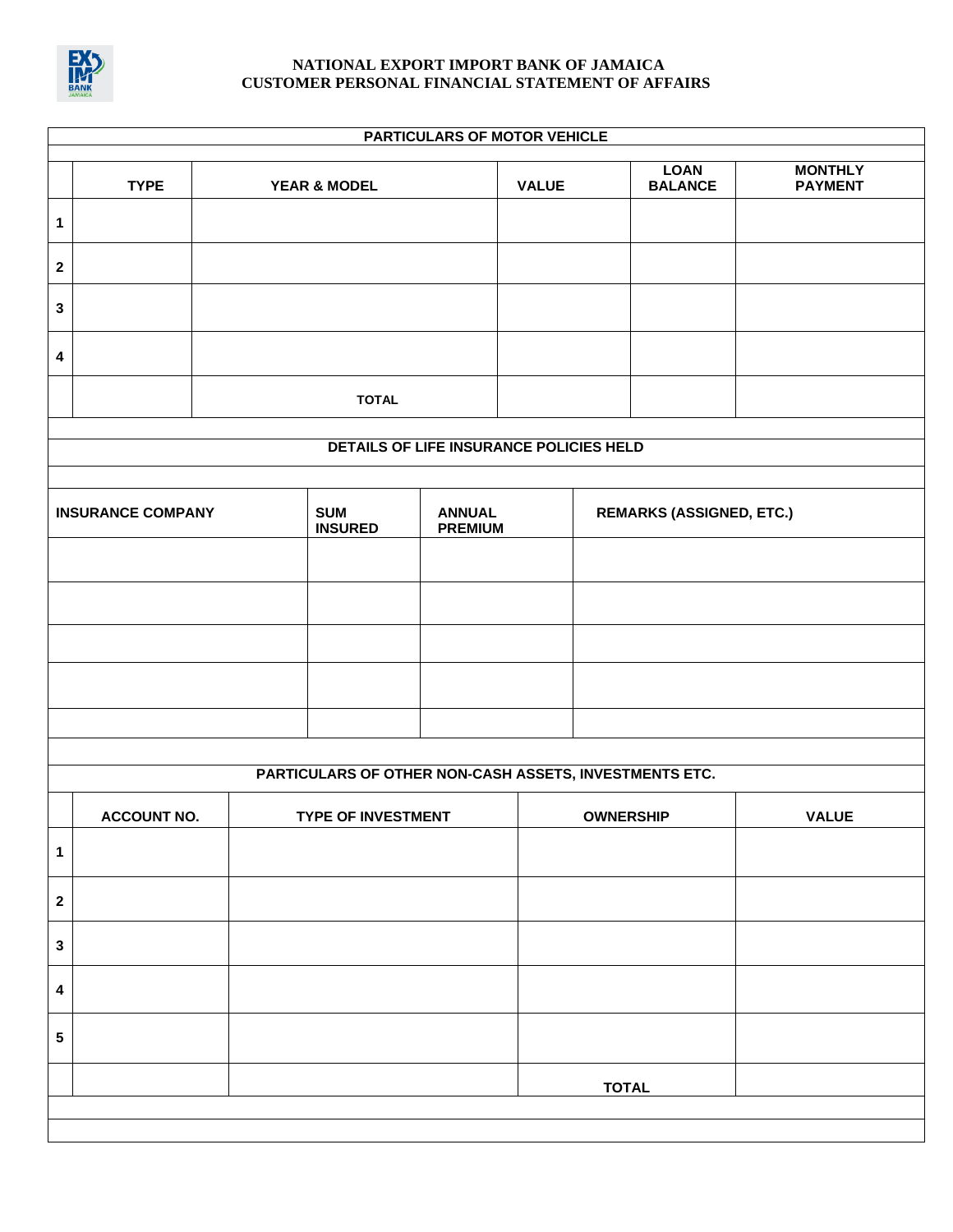**NATIONAL EXPORT IMPORT BANK OF JAMAICA**
**CUSTOMER PERSONAL FINANCIAL STATEMENT OF AFFAIRS**

## PARTICULARS OF MOTOR VEHICLE

| | TYPE | YEAR & MODEL | VALUE | LOAN BALANCE | MONTHLY PAYMENT |
|---|---|---|---|---|---|
| 1 | | | | | |
| 2 | | | | | |
| 3 | | | | | |
| 4 | | | | | |
| | | TOTAL | | | |

## DETAILS OF LIFE INSURANCE POLICIES HELD

| INSURANCE COMPANY | SUM INSURED | ANNUAL PREMIUM | REMARKS (ASSIGNED, ETC.) |
|---|---|---|---|
| | | | |
| | | | |
| | | | |
| | | | |
| | | | |

## PARTICULARS OF OTHER NON-CASH ASSETS, INVESTMENTS ETC.

| | ACCOUNT NO. | TYPE OF INVESTMENT | OWNERSHIP | VALUE |
|---|---|---|---|---|
| 1 | | | | |
| 2 | | | | |
| 3 | | | | |
| 4 | | | | |
| 5 | | | | |
| | | | TOTAL | |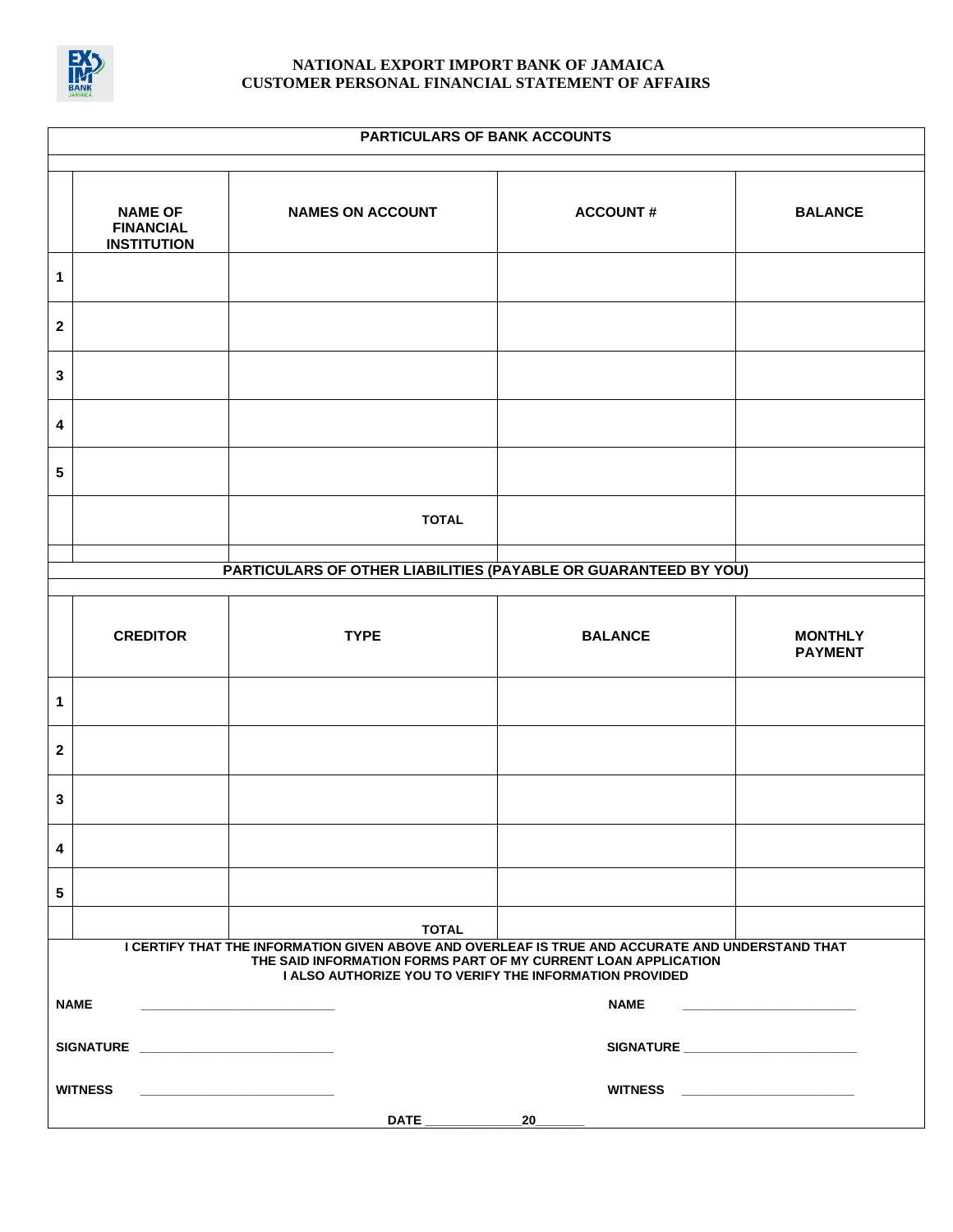**NATIONAL EXPORT IMPORT BANK OF JAMAICA**
**CUSTOMER PERSONAL FINANCIAL STATEMENT OF AFFAIRS**

## PARTICULARS OF BANK ACCOUNTS

| | NAME OF FINANCIAL INSTITUTION | NAMES ON ACCOUNT | ACCOUNT # | BALANCE |
|---|---|---|---|---|
| 1 | | | | |
| 2 | | | | |
| 3 | | | | |
| 4 | | | | |
| 5 | | | | |
| | | TOTAL | | |

## PARTICULARS OF OTHER LIABILITIES (PAYABLE OR GUARANTEED BY YOU)

| | CREDITOR | TYPE | BALANCE | MONTHLY PAYMENT |
|---|---|---|---|---|
| 1 | | | | |
| 2 | | | | |
| 3 | | | | |
| 4 | | | | |
| 5 | | | | |
| | | TOTAL | | |

**I CERTIFY THAT THE INFORMATION GIVEN ABOVE AND OVERLEAF IS TRUE AND ACCURATE AND UNDERSTAND THAT THE SAID INFORMATION FORMS PART OF MY CURRENT LOAN APPLICATION**
**I ALSO AUTHORIZE YOU TO VERIFY THE INFORMATION PROVIDED**

**NAME** ____________________________ **NAME** ____________________________

**SIGNATURE** ____________________________ **SIGNATURE** ____________________________

**WITNESS** ____________________________ **WITNESS** ____________________________

**DATE** ______________ **20**_______